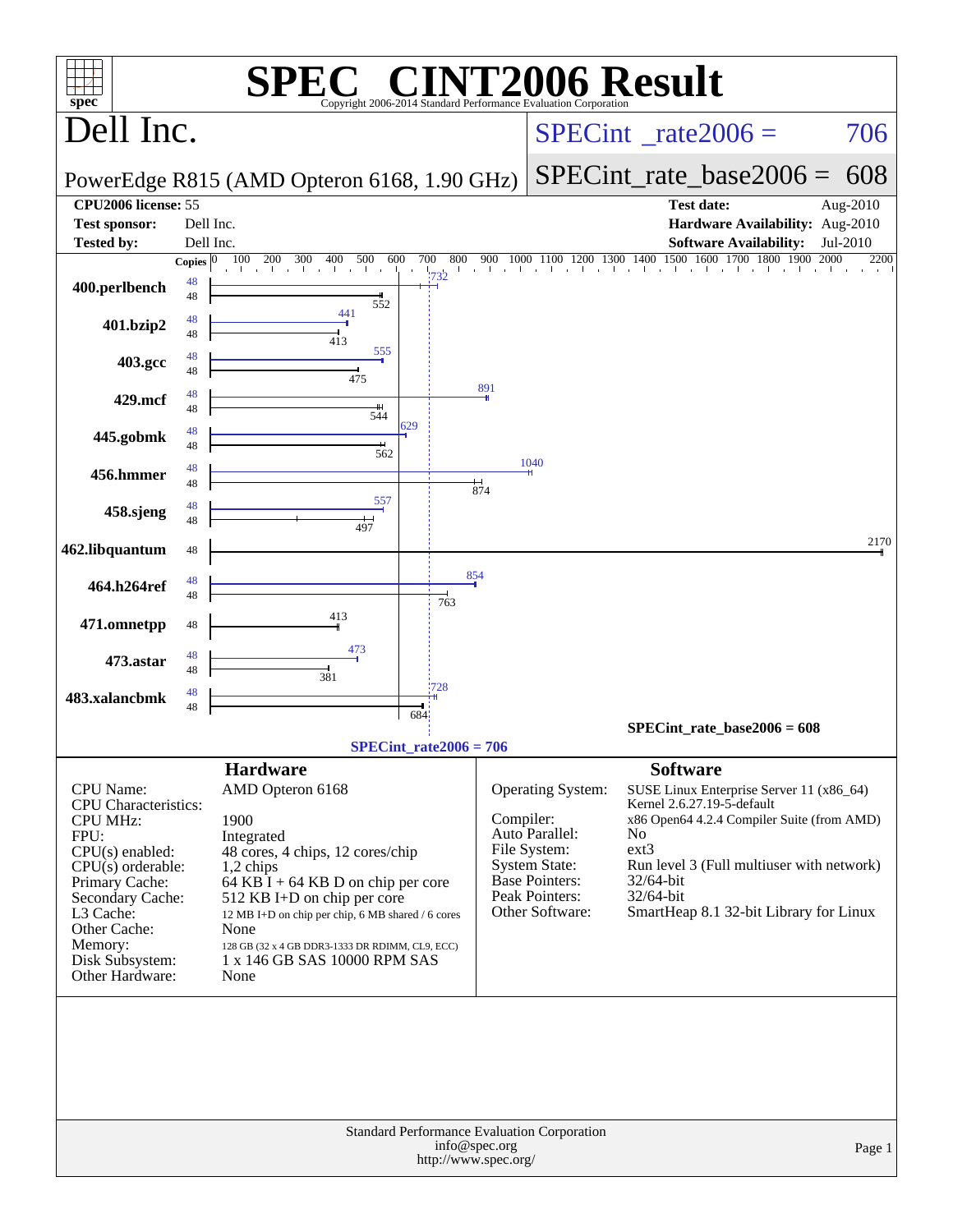# SPEC® CINT2006 Result

Copyright 2006-2014 Standard Performance Evaluation Corporation

## Dell Inc.

PowerEdge R815 (AMD Opteron 6168, 1.90 GHz)

SPECint_rate2006 = 706

SPECint_rate_base2006 = 608

| | | | |
|---|---|---|---|
| **CPU2006 license:** | 55 | **Test date:** | Aug-2010 |
| **Test sponsor:** | Dell Inc. | **Hardware Availability:** | Aug-2010 |
| **Tested by:** | Dell Inc. | **Software Availability:** | Jul-2010 |

| Benchmark | Copies | Peak | Base |
|---|---|---|---|
| 400.perlbench | 48 | 732 | 552 |
| 401.bzip2 | 48 | 441 | 413 |
| 403.gcc | 48 | 555 | 475 |
| 429.mcf | 48 | 891 | 544 |
| 445.gobmk | 48 | 629 | 562 |
| 456.hmmer | 48 | 1040 | 874 |
| 458.sjeng | 48 | 557 | 497 |
| 462.libquantum | 48 | 2170 | 2170 |
| 464.h264ref | 48 | 854 | 763 |
| 471.omnetpp | 48 | 413 | 413 |
| 473.astar | 48 | 473 | 381 |
| 483.xalancbmk | 48 | 728 | 684 |

SPECint_rate_base2006 = 608

SPECint_rate2006 = 706

### Hardware

| | |
|---|---|
| CPU Name: | AMD Opteron 6168 |
| CPU Characteristics: | |
| CPU MHz: | 1900 |
| FPU: | Integrated |
| CPU(s) enabled: | 48 cores, 4 chips, 12 cores/chip |
| CPU(s) orderable: | 1,2 chips |
| Primary Cache: | 64 KB I + 64 KB D on chip per core |
| Secondary Cache: | 512 KB I+D on chip per core |
| L3 Cache: | 12 MB I+D on chip per chip, 6 MB shared / 6 cores |
| Other Cache: | None |
| Memory: | 128 GB (32 x 4 GB DDR3-1333 DR RDIMM, CL9, ECC) |
| Disk Subsystem: | 1 x 146 GB SAS 10000 RPM SAS |
| Other Hardware: | None |

### Software

| | |
|---|---|
| Operating System: | SUSE Linux Enterprise Server 11 (x86_64) Kernel 2.6.27.19-5-default |
| Compiler: | x86 Open64 4.2.4 Compiler Suite (from AMD) |
| Auto Parallel: | No |
| File System: | ext3 |
| System State: | Run level 3 (Full multiuser with network) |
| Base Pointers: | 32/64-bit |
| Peak Pointers: | 32/64-bit |
| Other Software: | SmartHeap 8.1 32-bit Library for Linux |

Standard Performance Evaluation Corporation
info@spec.org
http://www.spec.org/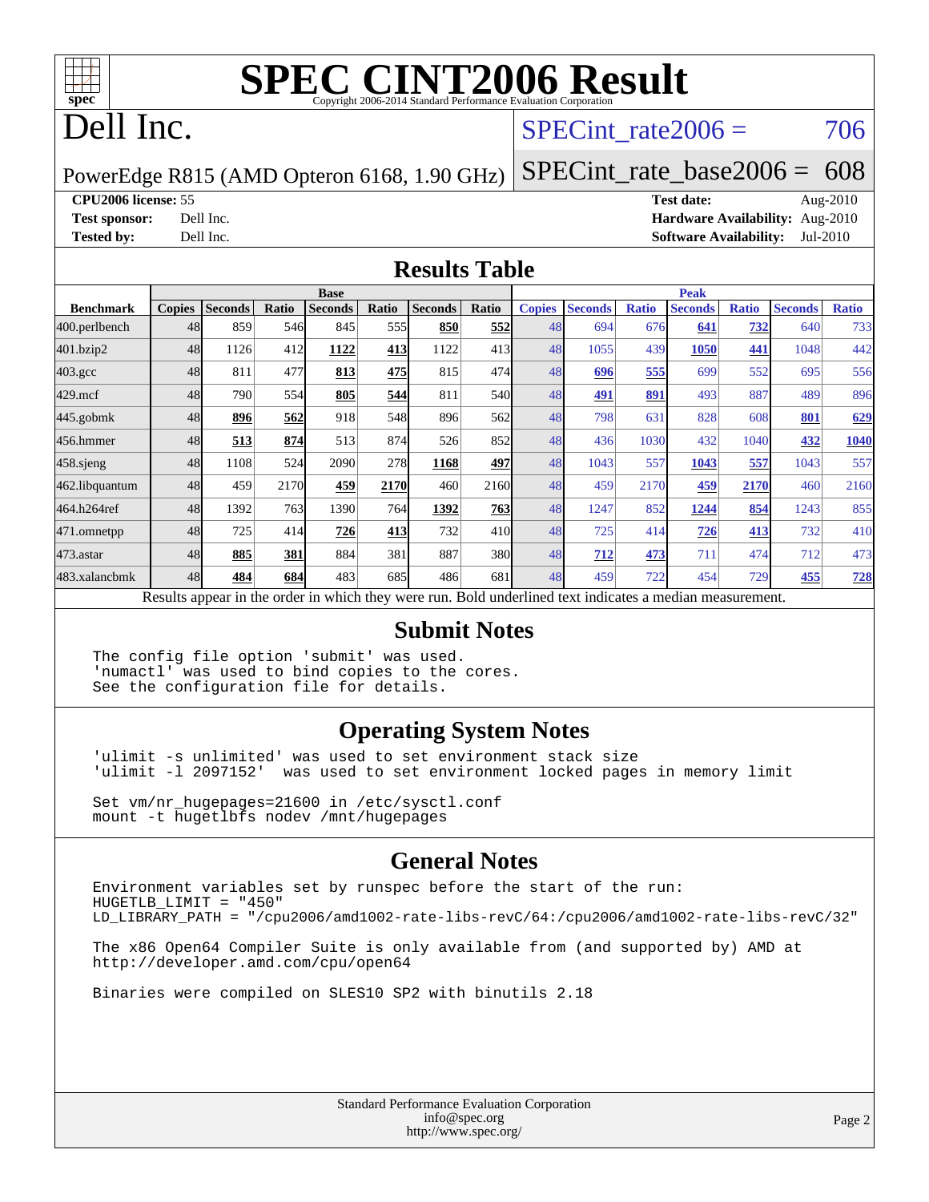# SPEC CINT2006 Result

Copyright 2006-2014 Standard Performance Evaluation Corporation

# Dell Inc.

PowerEdge R815 (AMD Opteron 6168, 1.90 GHz)

SPECint_rate2006 = 706

SPECint_rate_base2006 = 608

**CPU2006 license:** 55
**Test sponsor:** Dell Inc.
**Tested by:** Dell Inc.

**Test date:** Aug-2010
**Hardware Availability:** Aug-2010
**Software Availability:** Jul-2010

## Results Table

| | Base | | | | | | | Peak | | | | | | |
|---|---|---|---|---|---|---|---|---|---|---|---|---|---|---|
| **Benchmark** | **Copies** | **Seconds** | **Ratio** | **Seconds** | **Ratio** | **Seconds** | **Ratio** | **Copies** | **Seconds** | **Ratio** | **Seconds** | **Ratio** | **Seconds** | **Ratio** |
| 400.perlbench | 48 | 859 | 546 | 845 | 555 | **850** | **552** | 48 | 694 | 676 | **641** | **732** | 640 | 733 |
| 401.bzip2 | 48 | 1126 | 412 | **1122** | **413** | 1122 | 413 | 48 | 1055 | 439 | **1050** | **441** | 1048 | 442 |
| 403.gcc | 48 | 811 | 477 | **813** | **475** | 815 | 474 | 48 | **696** | **555** | 699 | 552 | 695 | 556 |
| 429.mcf | 48 | 790 | 554 | **805** | **544** | 811 | 540 | 48 | **491** | **891** | 493 | 887 | 489 | 896 |
| 445.gobmk | 48 | **896** | **562** | 918 | 548 | 896 | 562 | 48 | 798 | 631 | 828 | 608 | **801** | **629** |
| 456.hmmer | 48 | **513** | **874** | 513 | 874 | 526 | 852 | 48 | 436 | 1030 | 432 | 1040 | **432** | **1040** |
| 458.sjeng | 48 | 1108 | 524 | 2090 | 278 | **1168** | **497** | 48 | 1043 | 557 | **1043** | **557** | 1043 | 557 |
| 462.libquantum | 48 | 459 | 2170 | **459** | **2170** | 460 | 2160 | 48 | 459 | 2170 | **459** | **2170** | 460 | 2160 |
| 464.h264ref | 48 | 1392 | 763 | 1390 | 764 | **1392** | **763** | 48 | 1247 | 852 | **1244** | **854** | 1243 | 855 |
| 471.omnetpp | 48 | 725 | 414 | **726** | **413** | 732 | 410 | 48 | 725 | 414 | **726** | **413** | 732 | 410 |
| 473.astar | 48 | **885** | **381** | 884 | 381 | 887 | 380 | 48 | **712** | **473** | 711 | 474 | 712 | 473 |
| 483.xalancbmk | 48 | **484** | **684** | 483 | 685 | 486 | 681 | 48 | 459 | 722 | 454 | 729 | **455** | **728** |

Results appear in the order in which they were run. Bold underlined text indicates a median measurement.

## Submit Notes

```
The config file option 'submit' was used.
'numactl' was used to bind copies to the cores.
See the configuration file for details.
```

## Operating System Notes

```
'ulimit -s unlimited' was used to set environment stack size
'ulimit -l 2097152'  was used to set environment locked pages in memory limit

Set vm/nr_hugepages=21600 in /etc/sysctl.conf
mount -t hugetlbfs nodev /mnt/hugepages
```

## General Notes

```
Environment variables set by runspec before the start of the run:
HUGETLB_LIMIT = "450"
LD_LIBRARY_PATH = "/cpu2006/amd1002-rate-libs-revC/64:/cpu2006/amd1002-rate-libs-revC/32"

The x86 Open64 Compiler Suite is only available from (and supported by) AMD at
http://developer.amd.com/cpu/open64

Binaries were compiled on SLES10 SP2 with binutils 2.18
```

Standard Performance Evaluation Corporation
info@spec.org
http://www.spec.org/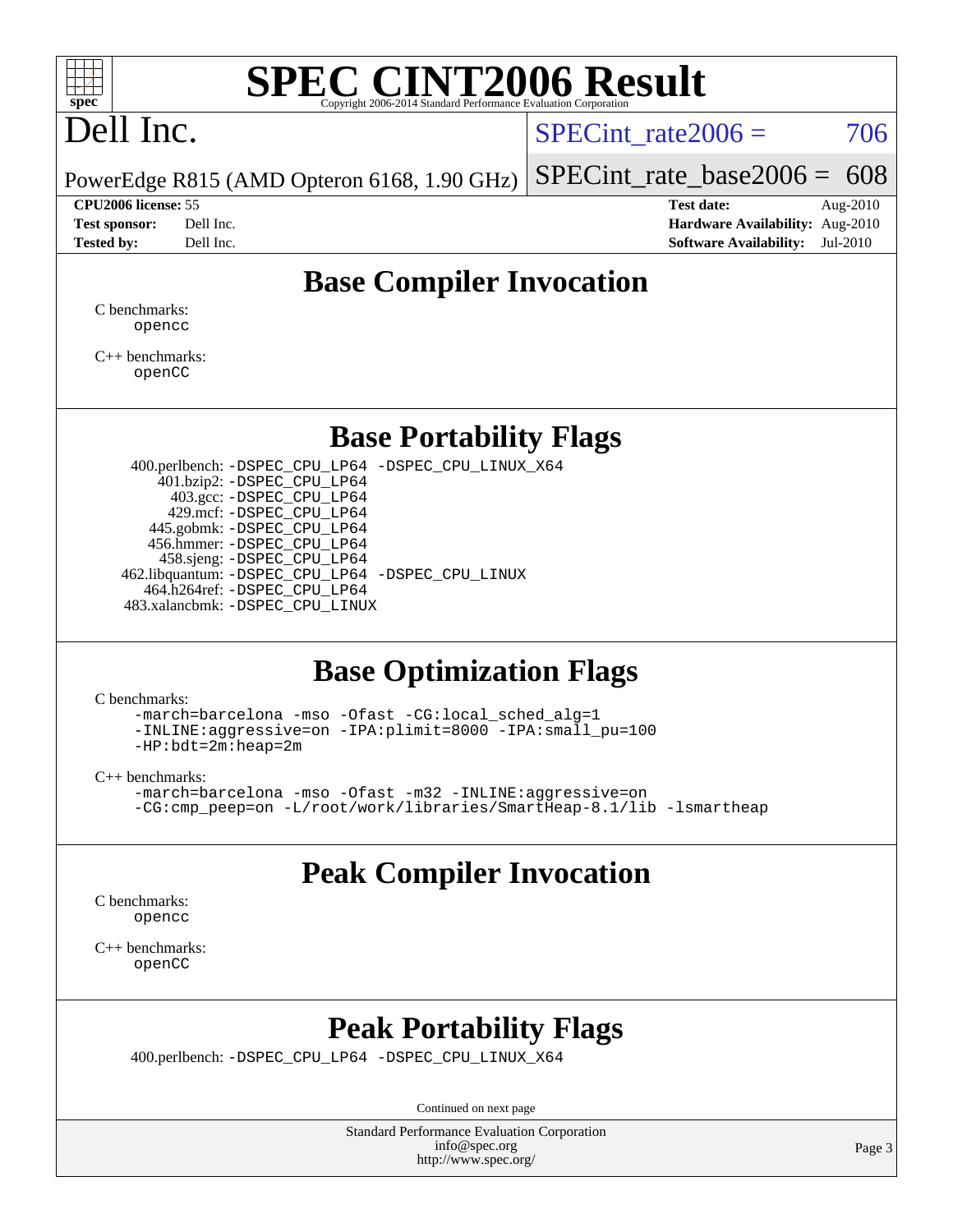# SPEC CINT2006 Result

Copyright 2006-2014 Standard Performance Evaluation Corporation

## Dell Inc.

PowerEdge R815 (AMD Opteron 6168, 1.90 GHz)

SPECint_rate2006 = 706

SPECint_rate_base2006 = 608

**CPU2006 license:** 55
**Test sponsor:** Dell Inc.
**Tested by:** Dell Inc.

**Test date:** Aug-2010
**Hardware Availability:** Aug-2010
**Software Availability:** Jul-2010

## Base Compiler Invocation

C benchmarks:
```
opencc
```

C++ benchmarks:
```
openCC
```

## Base Portability Flags

```
400.perlbench: -DSPEC_CPU_LP64 -DSPEC_CPU_LINUX_X64
    401.bzip2: -DSPEC_CPU_LP64
      403.gcc: -DSPEC_CPU_LP64
      429.mcf: -DSPEC_CPU_LP64
   445.gobmk: -DSPEC_CPU_LP64
   456.hmmer: -DSPEC_CPU_LP64
   458.sjeng: -DSPEC_CPU_LP64
462.libquantum: -DSPEC_CPU_LP64 -DSPEC_CPU_LINUX
 464.h264ref: -DSPEC_CPU_LP64
483.xalancbmk: -DSPEC_CPU_LINUX
```

## Base Optimization Flags

C benchmarks:
```
-march=barcelona -mso -Ofast -CG:local_sched_alg=1
-INLINE:aggressive=on -IPA:plimit=8000 -IPA:small_pu=100
-HP:bdt=2m:heap=2m
```

C++ benchmarks:
```
-march=barcelona -mso -Ofast -m32 -INLINE:aggressive=on
-CG:cmp_peep=on -L/root/work/libraries/SmartHeap-8.1/lib -lsmartheap
```

## Peak Compiler Invocation

C benchmarks:
```
opencc
```

C++ benchmarks:
```
openCC
```

## Peak Portability Flags

```
400.perlbench: -DSPEC_CPU_LP64 -DSPEC_CPU_LINUX_X64
```

Continued on next page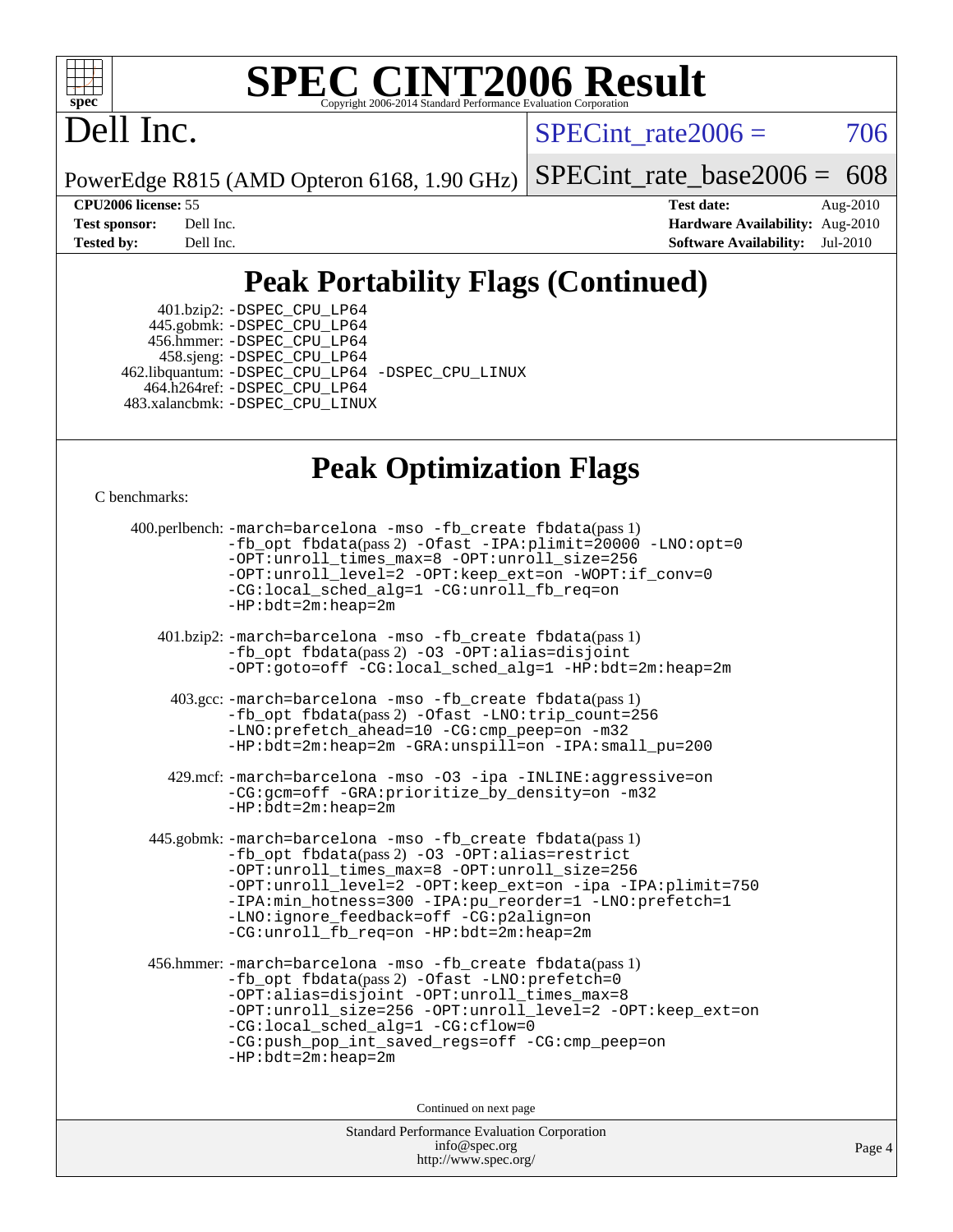# SPEC CINT2006 Result

Copyright 2006-2014 Standard Performance Evaluation Corporation

# Dell Inc.

PowerEdge R815 (AMD Opteron 6168, 1.90 GHz)

SPECint_rate2006 = 706

SPECint_rate_base2006 = 608

| | | | |
|---|---|---|---|
| **CPU2006 license:** | 55 | **Test date:** | Aug-2010 |
| **Test sponsor:** | Dell Inc. | **Hardware Availability:** | Aug-2010 |
| **Tested by:** | Dell Inc. | **Software Availability:** | Jul-2010 |

## Peak Portability Flags (Continued)

401.bzip2: -DSPEC_CPU_LP64
445.gobmk: -DSPEC_CPU_LP64
456.hmmer: -DSPEC_CPU_LP64
458.sjeng: -DSPEC_CPU_LP64
462.libquantum: -DSPEC_CPU_LP64 -DSPEC_CPU_LINUX
464.h264ref: -DSPEC_CPU_LP64
483.xalancbmk: -DSPEC_CPU_LINUX

## Peak Optimization Flags

C benchmarks:

400.perlbench: -march=barcelona -mso -fb_create fbdata(pass 1) -fb_opt fbdata(pass 2) -Ofast -IPA:plimit=20000 -LNO:opt=0 -OPT:unroll_times_max=8 -OPT:unroll_size=256 -OPT:unroll_level=2 -OPT:keep_ext=on -WOPT:if_conv=0 -CG:local_sched_alg=1 -CG:unroll_fb_req=on -HP:bdt=2m:heap=2m

401.bzip2: -march=barcelona -mso -fb_create fbdata(pass 1) -fb_opt fbdata(pass 2) -O3 -OPT:alias=disjoint -OPT:goto=off -CG:local_sched_alg=1 -HP:bdt=2m:heap=2m

403.gcc: -march=barcelona -mso -fb_create fbdata(pass 1) -fb_opt fbdata(pass 2) -Ofast -LNO:trip_count=256 -LNO:prefetch_ahead=10 -CG:cmp_peep=on -m32 -HP:bdt=2m:heap=2m -GRA:unspill=on -IPA:small_pu=200

429.mcf: -march=barcelona -mso -O3 -ipa -INLINE:aggressive=on -CG:gcm=off -GRA:prioritize_by_density=on -m32 -HP:bdt=2m:heap=2m

445.gobmk: -march=barcelona -mso -fb_create fbdata(pass 1) -fb_opt fbdata(pass 2) -O3 -OPT:alias=restrict -OPT:unroll_times_max=8 -OPT:unroll_size=256 -OPT:unroll_level=2 -OPT:keep_ext=on -ipa -IPA:plimit=750 -IPA:min_hotness=300 -IPA:pu_reorder=1 -LNO:prefetch=1 -LNO:ignore_feedback=off -CG:p2align=on -CG:unroll_fb_req=on -HP:bdt=2m:heap=2m

456.hmmer: -march=barcelona -mso -fb_create fbdata(pass 1) -fb_opt fbdata(pass 2) -Ofast -LNO:prefetch=0 -OPT:alias=disjoint -OPT:unroll_times_max=8 -OPT:unroll_size=256 -OPT:unroll_level=2 -OPT:keep_ext=on -CG:local_sched_alg=1 -CG:cflow=0 -CG:push_pop_int_saved_regs=off -CG:cmp_peep=on -HP:bdt=2m:heap=2m

Continued on next page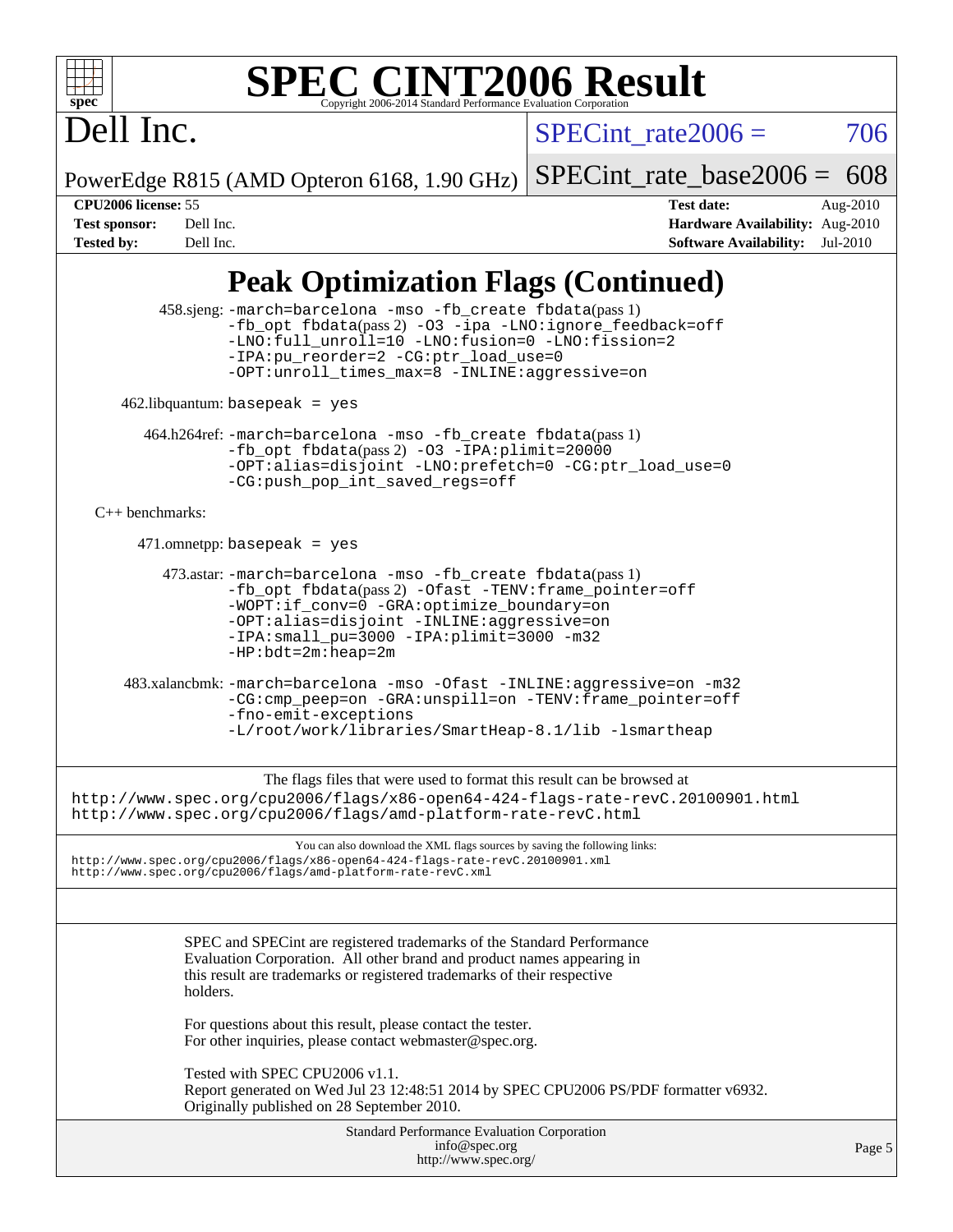# SPEC CINT2006 Result

Copyright 2006-2014 Standard Performance Evaluation Corporation

# Dell Inc.

PowerEdge R815 (AMD Opteron 6168, 1.90 GHz)

SPECint_rate2006 = 706

SPECint_rate_base2006 = 608

| | | | |
|---|---|---|---|
| **CPU2006 license:** | 55 | **Test date:** | Aug-2010 |
| **Test sponsor:** | Dell Inc. | **Hardware Availability:** | Aug-2010 |
| **Tested by:** | Dell Inc. | **Software Availability:** | Jul-2010 |

## Peak Optimization Flags (Continued)

458.sjeng: -march=barcelona -mso -fb_create fbdata(pass 1) -fb_opt fbdata(pass 2) -O3 -ipa -LNO:ignore_feedback=off -LNO:full_unroll=10 -LNO:fusion=0 -LNO:fission=2 -IPA:pu_reorder=2 -CG:ptr_load_use=0 -OPT:unroll_times_max=8 -INLINE:aggressive=on

462.libquantum: basepeak = yes

464.h264ref: -march=barcelona -mso -fb_create fbdata(pass 1) -fb_opt fbdata(pass 2) -O3 -IPA:plimit=20000 -OPT:alias=disjoint -LNO:prefetch=0 -CG:ptr_load_use=0 -CG:push_pop_int_saved_regs=off

C++ benchmarks:

471.omnetpp: basepeak = yes

473.astar: -march=barcelona -mso -fb_create fbdata(pass 1) -fb_opt fbdata(pass 2) -Ofast -TENV:frame_pointer=off -WOPT:if_conv=0 -GRA:optimize_boundary=on -OPT:alias=disjoint -INLINE:aggressive=on -IPA:small_pu=3000 -IPA:plimit=3000 -m32 -HP:bdt=2m:heap=2m

483.xalancbmk: -march=barcelona -mso -Ofast -INLINE:aggressive=on -m32 -CG:cmp_peep=on -GRA:unspill=on -TENV:frame_pointer=off -fno-emit-exceptions -L/root/work/libraries/SmartHeap-8.1/lib -lsmartheap

The flags files that were used to format this result can be browsed at
http://www.spec.org/cpu2006/flags/x86-open64-424-flags-rate-revC.20100901.html
http://www.spec.org/cpu2006/flags/amd-platform-rate-revC.html

You can also download the XML flags sources by saving the following links:
http://www.spec.org/cpu2006/flags/x86-open64-424-flags-rate-revC.20100901.xml
http://www.spec.org/cpu2006/flags/amd-platform-rate-revC.xml

SPEC and SPECint are registered trademarks of the Standard Performance Evaluation Corporation. All other brand and product names appearing in this result are trademarks or registered trademarks of their respective holders.

For questions about this result, please contact the tester.
For other inquiries, please contact webmaster@spec.org.

Tested with SPEC CPU2006 v1.1.
Report generated on Wed Jul 23 12:48:51 2014 by SPEC CPU2006 PS/PDF formatter v6932.
Originally published on 28 September 2010.

Standard Performance Evaluation Corporation
info@spec.org
http://www.spec.org/